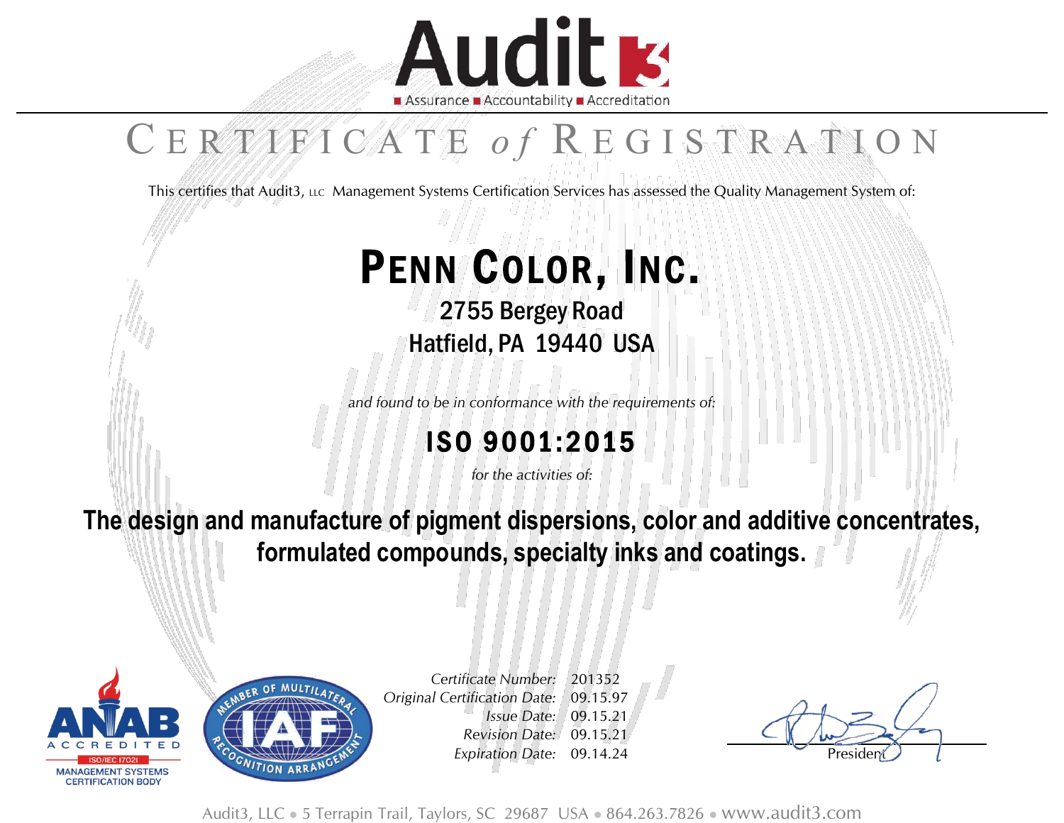# Audit3

Assurance ■ Accountability ■ Accreditation

# CERTIFICATE *of* REGISTRATION

This certifies that Audit3, LLC Management Systems Certification Services has assessed the Quality Management System of:

## PENN COLOR, INC.

2755 Bergey Road
Hatfield, PA 19440 USA

*and found to be in conformance with the requirements of:*

## ISO 9001:2015

*for the activities of:*

**The design and manufacture of pigment dispersions, color and additive concentrates, formulated compounds, specialty inks and coatings.**

ANAB ACCREDITED ISO/IEC 17021 MANAGEMENT SYSTEMS CERTIFICATION BODY

IAF MEMBER OF MULTILATERAL RECOGNITION ARRANGEMENT

*Certificate Number:* 201352
*Original Certification Date:* 09.15.97
*Issue Date:* 09.15.21
*Revision Date:* 09.15.21
*Expiration Date:* 09.14.24

President

Audit3, LLC • 5 Terrapin Trail, Taylors, SC 29687 USA • 864.263.7826 • www.audit3.com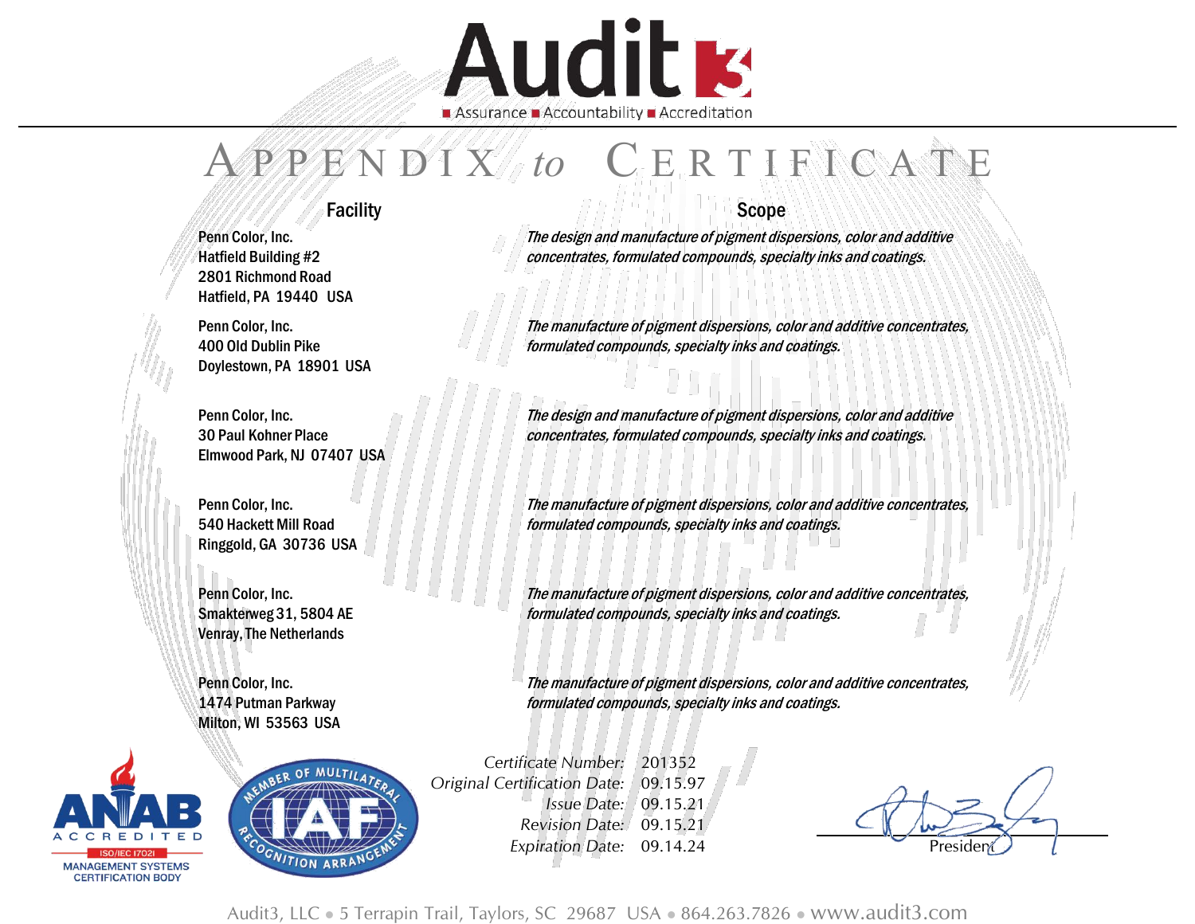Audit3

Assurance · Accountability · Accreditation

# APPENDIX *to* CERTIFICATE

| Facility | Scope |
| --- | --- |
| Penn Color, Inc.<br>Hatfield Building #2<br>2801 Richmond Road<br>Hatfield, PA 19440 USA | *The design and manufacture of pigment dispersions, color and additive concentrates, formulated compounds, specialty inks and coatings.* |
| Penn Color, Inc.<br>400 Old Dublin Pike<br>Doylestown, PA 18901 USA | *The manufacture of pigment dispersions, color and additive concentrates, formulated compounds, specialty inks and coatings.* |
| Penn Color, Inc.<br>30 Paul Kohner Place<br>Elmwood Park, NJ 07407 USA | *The design and manufacture of pigment dispersions, color and additive concentrates, formulated compounds, specialty inks and coatings.* |
| Penn Color, Inc.<br>540 Hackett Mill Road<br>Ringgold, GA 30736 USA | *The manufacture of pigment dispersions, color and additive concentrates, formulated compounds, specialty inks and coatings.* |
| Penn Color, Inc.<br>Smakterweg 31, 5804 AE<br>Venray, The Netherlands | *The manufacture of pigment dispersions, color and additive concentrates, formulated compounds, specialty inks and coatings.* |
| Penn Color, Inc.<br>1474 Putman Parkway<br>Milton, WI 53563 USA | *The manufacture of pigment dispersions, color and additive concentrates, formulated compounds, specialty inks and coatings.* |

ANAB ACCREDITED ISO/IEC 17021 MANAGEMENT SYSTEMS CERTIFICATION BODY

MEMBER OF MULTILATERAL RECOGNITION ARRANGEMENT IAF

*Certificate Number:* 201352
*Original Certification Date:* 09.15.97
*Issue Date:* 09.15.21
*Revision Date:* 09.15.21
*Expiration Date:* 09.14.24

President

Audit3, LLC • 5 Terrapin Trail, Taylors, SC 29687 USA • 864.263.7826 • www.audit3.com